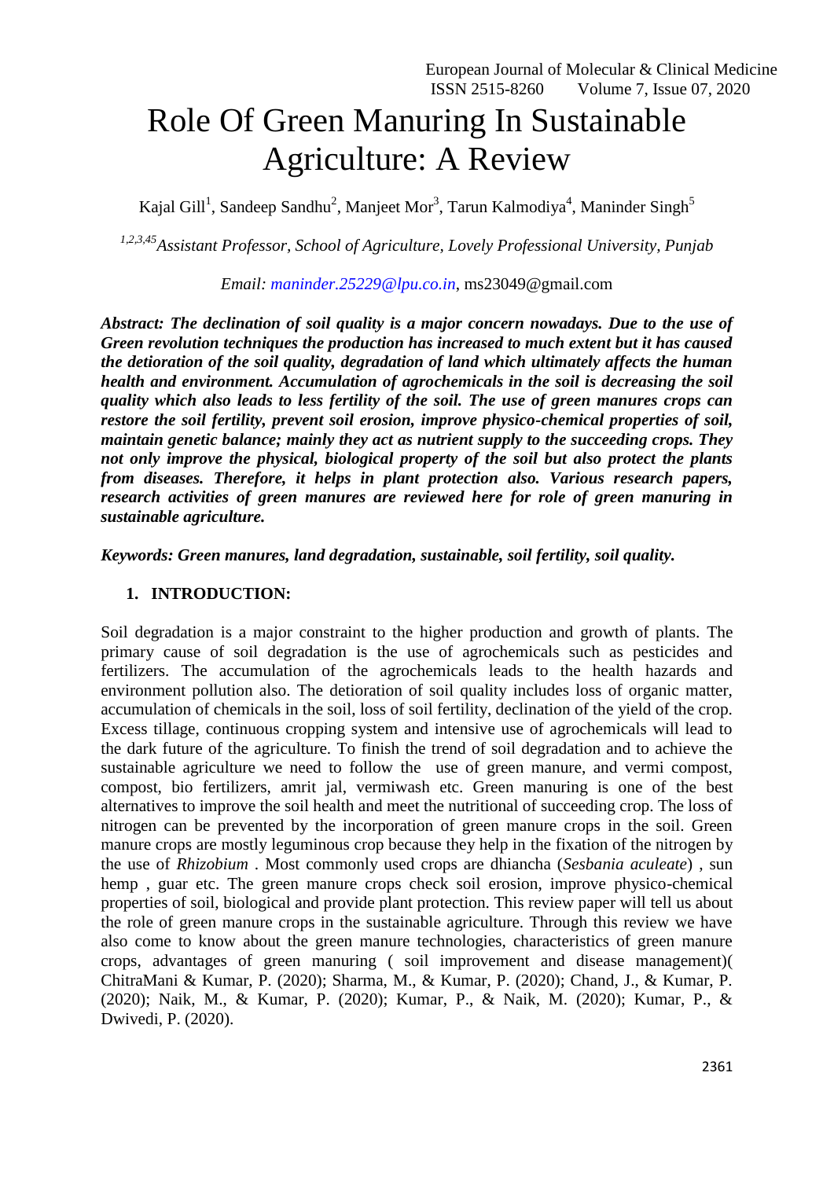# Role Of Green Manuring In Sustainable Agriculture: A Review

Kajal Gill[1], Sandeep Sandhu[2], Manjeet Mor[3], Tarun Kalmodiya[4], Maninder Singh[5]

[1,2,3,45]*Assistant Professor, School of Agriculture, Lovely Professional University, Punjab*

*Email: maninder.25229@lpu.co.in,* ms23049@gmail.com

***Abstract: The declination of soil quality is a major concern nowadays. Due to the use of Green revolution techniques the production has increased to much extent but it has caused the detioration of the soil quality, degradation of land which ultimately affects the human health and environment. Accumulation of agrochemicals in the soil is decreasing the soil quality which also leads to less fertility of the soil. The use of green manures crops can restore the soil fertility, prevent soil erosion, improve physico-chemical properties of soil, maintain genetic balance; mainly they act as nutrient supply to the succeeding crops. They not only improve the physical, biological property of the soil but also protect the plants from diseases. Therefore, it helps in plant protection also. Various research papers, research activities of green manures are reviewed here for role of green manuring in sustainable agriculture.***

***Keywords: Green manures, land degradation, sustainable, soil fertility, soil quality.***

## 1. INTRODUCTION:

Soil degradation is a major constraint to the higher production and growth of plants. The primary cause of soil degradation is the use of agrochemicals such as pesticides and fertilizers. The accumulation of the agrochemicals leads to the health hazards and environment pollution also. The detioration of soil quality includes loss of organic matter, accumulation of chemicals in the soil, loss of soil fertility, declination of the yield of the crop. Excess tillage, continuous cropping system and intensive use of agrochemicals will lead to the dark future of the agriculture. To finish the trend of soil degradation and to achieve the sustainable agriculture we need to follow the use of green manure, and vermi compost, compost, bio fertilizers, amrit jal, vermiwash etc. Green manuring is one of the best alternatives to improve the soil health and meet the nutritional of succeeding crop. The loss of nitrogen can be prevented by the incorporation of green manure crops in the soil. Green manure crops are mostly leguminous crop because they help in the fixation of the nitrogen by the use of *Rhizobium* . Most commonly used crops are dhiancha (*Sesbania aculeate*) , sun hemp , guar etc. The green manure crops check soil erosion, improve physico-chemical properties of soil, biological and provide plant protection. This review paper will tell us about the role of green manure crops in the sustainable agriculture. Through this review we have also come to know about the green manure technologies, characteristics of green manure crops, advantages of green manuring ( soil improvement and disease management)( ChitraMani & Kumar, P. (2020); Sharma, M., & Kumar, P. (2020); Chand, J., & Kumar, P. (2020); Naik, M., & Kumar, P. (2020); Kumar, P., & Naik, M. (2020); Kumar, P., & Dwivedi, P. (2020).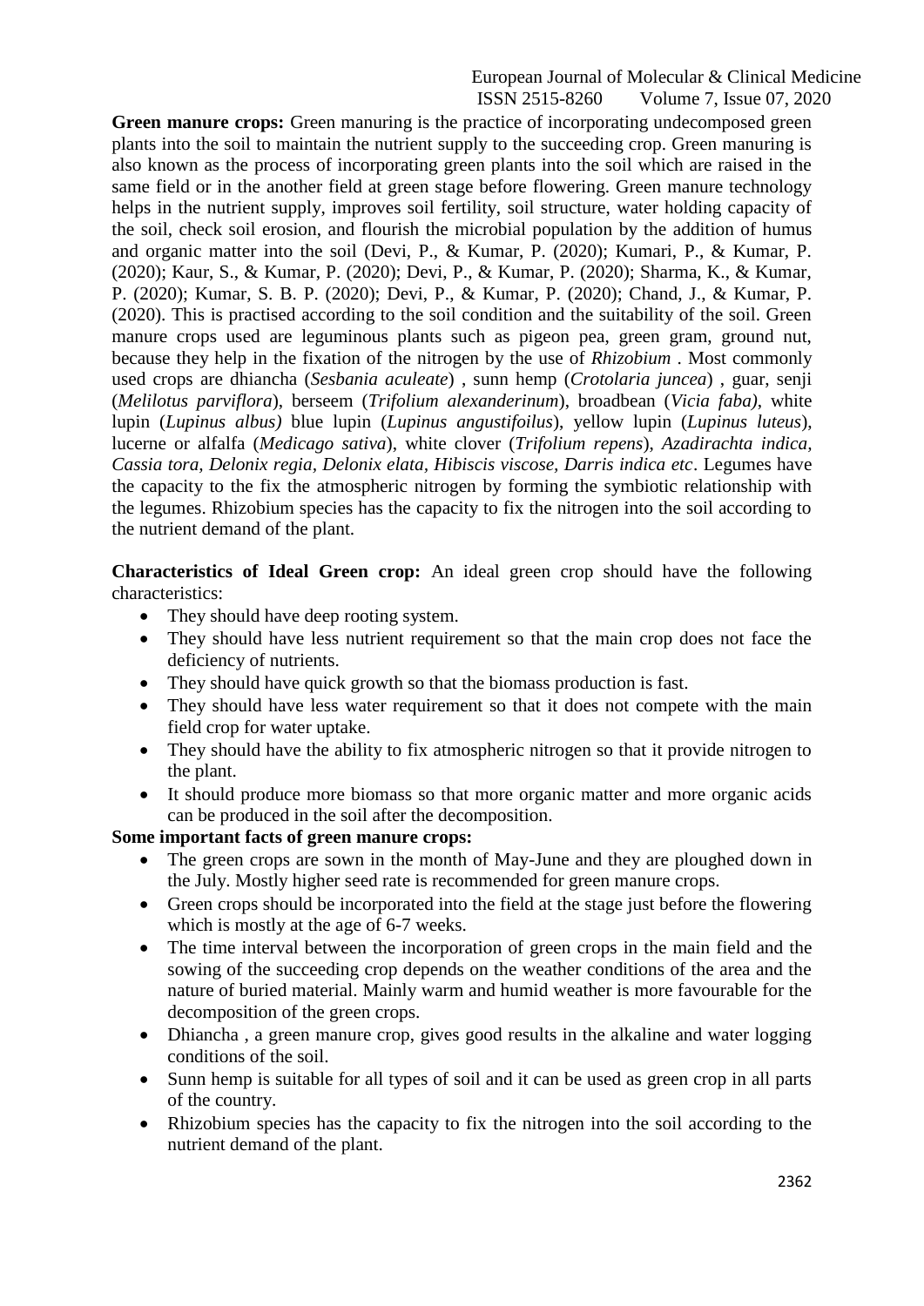**Green manure crops:** Green manuring is the practice of incorporating undecomposed green plants into the soil to maintain the nutrient supply to the succeeding crop. Green manuring is also known as the process of incorporating green plants into the soil which are raised in the same field or in the another field at green stage before flowering. Green manure technology helps in the nutrient supply, improves soil fertility, soil structure, water holding capacity of the soil, check soil erosion, and flourish the microbial population by the addition of humus and organic matter into the soil (Devi, P., & Kumar, P. (2020); Kumari, P., & Kumar, P. (2020); Kaur, S., & Kumar, P. (2020); Devi, P., & Kumar, P. (2020); Sharma, K., & Kumar, P. (2020); Kumar, S. B. P. (2020); Devi, P., & Kumar, P. (2020); Chand, J., & Kumar, P. (2020). This is practised according to the soil condition and the suitability of the soil. Green manure crops used are leguminous plants such as pigeon pea, green gram, ground nut, because they help in the fixation of the nitrogen by the use of *Rhizobium* . Most commonly used crops are dhiancha (*Sesbania aculeate*) , sunn hemp (*Crotolaria juncea*) , guar, senji (*Melilotus parviflora*), berseem (*Trifolium alexanderinum*), broadbean (*Vicia faba)*, white lupin (*Lupinus albus)* blue lupin (*Lupinus angustifoilus*), yellow lupin (*Lupinus luteus*), lucerne or alfalfa (*Medicago sativa*), white clover (*Trifolium repens*), *Azadirachta indica, Cassia tora, Delonix regia, Delonix elata, Hibiscis viscose, Darris indica etc*. Legumes have the capacity to the fix the atmospheric nitrogen by forming the symbiotic relationship with the legumes. Rhizobium species has the capacity to fix the nitrogen into the soil according to the nutrient demand of the plant.

**Characteristics of Ideal Green crop:** An ideal green crop should have the following characteristics:

- They should have deep rooting system.
- They should have less nutrient requirement so that the main crop does not face the deficiency of nutrients.
- They should have quick growth so that the biomass production is fast.
- They should have less water requirement so that it does not compete with the main field crop for water uptake.
- They should have the ability to fix atmospheric nitrogen so that it provide nitrogen to the plant.
- It should produce more biomass so that more organic matter and more organic acids can be produced in the soil after the decomposition.

**Some important facts of green manure crops:**

- The green crops are sown in the month of May-June and they are ploughed down in the July. Mostly higher seed rate is recommended for green manure crops.
- Green crops should be incorporated into the field at the stage just before the flowering which is mostly at the age of 6-7 weeks.
- The time interval between the incorporation of green crops in the main field and the sowing of the succeeding crop depends on the weather conditions of the area and the nature of buried material. Mainly warm and humid weather is more favourable for the decomposition of the green crops.
- Dhiancha , a green manure crop, gives good results in the alkaline and water logging conditions of the soil.
- Sunn hemp is suitable for all types of soil and it can be used as green crop in all parts of the country.
- Rhizobium species has the capacity to fix the nitrogen into the soil according to the nutrient demand of the plant.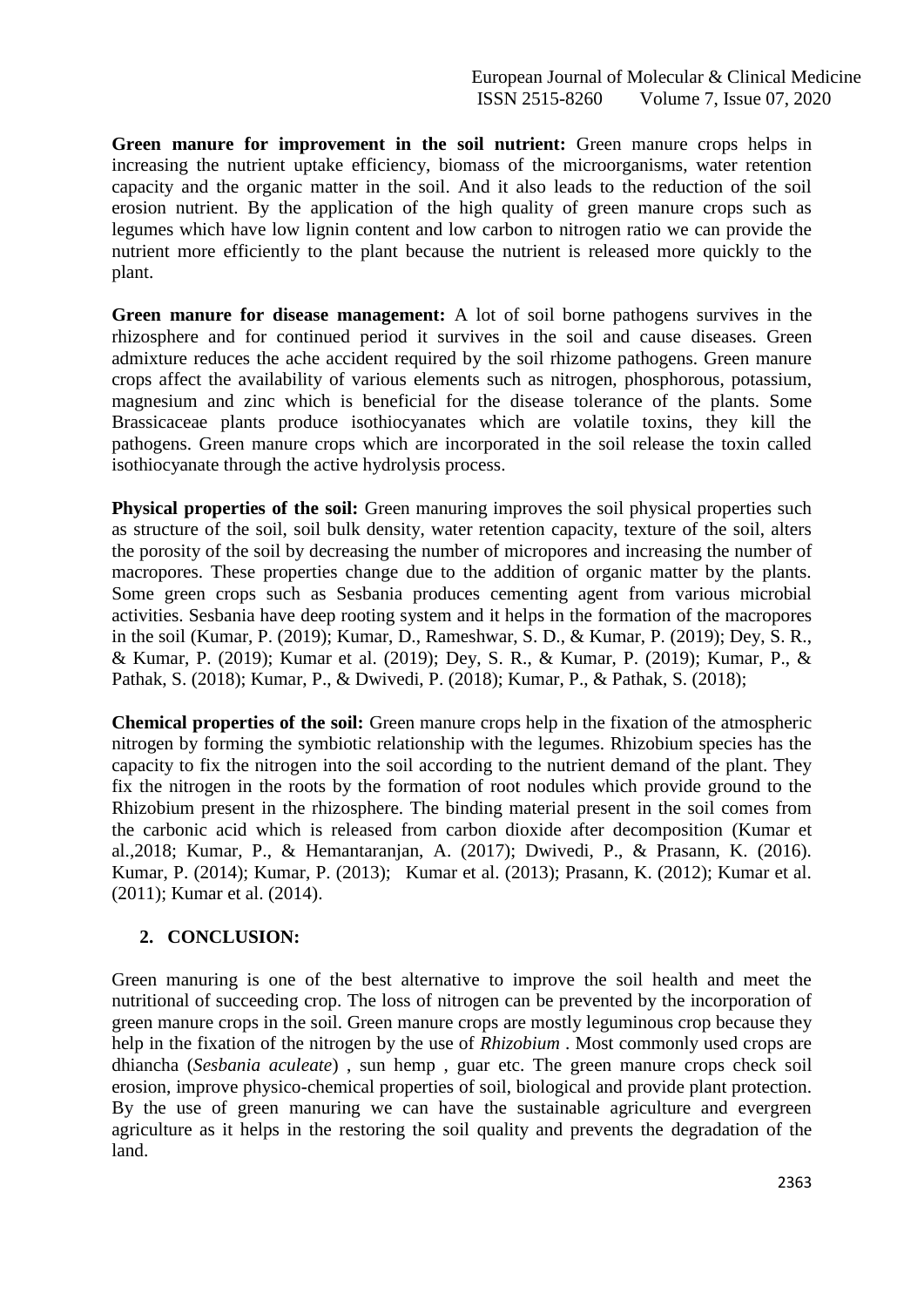**Green manure for improvement in the soil nutrient:** Green manure crops helps in increasing the nutrient uptake efficiency, biomass of the microorganisms, water retention capacity and the organic matter in the soil. And it also leads to the reduction of the soil erosion nutrient. By the application of the high quality of green manure crops such as legumes which have low lignin content and low carbon to nitrogen ratio we can provide the nutrient more efficiently to the plant because the nutrient is released more quickly to the plant.

**Green manure for disease management:** A lot of soil borne pathogens survives in the rhizosphere and for continued period it survives in the soil and cause diseases. Green admixture reduces the ache accident required by the soil rhizome pathogens. Green manure crops affect the availability of various elements such as nitrogen, phosphorous, potassium, magnesium and zinc which is beneficial for the disease tolerance of the plants. Some Brassicaceae plants produce isothiocyanates which are volatile toxins, they kill the pathogens. Green manure crops which are incorporated in the soil release the toxin called isothiocyanate through the active hydrolysis process.

**Physical properties of the soil:** Green manuring improves the soil physical properties such as structure of the soil, soil bulk density, water retention capacity, texture of the soil, alters the porosity of the soil by decreasing the number of micropores and increasing the number of macropores. These properties change due to the addition of organic matter by the plants. Some green crops such as Sesbania produces cementing agent from various microbial activities. Sesbania have deep rooting system and it helps in the formation of the macropores in the soil (Kumar, P. (2019); Kumar, D., Rameshwar, S. D., & Kumar, P. (2019); Dey, S. R., & Kumar, P. (2019); Kumar et al. (2019); Dey, S. R., & Kumar, P. (2019); Kumar, P., & Pathak, S. (2018); Kumar, P., & Dwivedi, P. (2018); Kumar, P., & Pathak, S. (2018);

**Chemical properties of the soil:** Green manure crops help in the fixation of the atmospheric nitrogen by forming the symbiotic relationship with the legumes. Rhizobium species has the capacity to fix the nitrogen into the soil according to the nutrient demand of the plant. They fix the nitrogen in the roots by the formation of root nodules which provide ground to the Rhizobium present in the rhizosphere. The binding material present in the soil comes from the carbonic acid which is released from carbon dioxide after decomposition (Kumar et al.,2018; Kumar, P., & Hemantaranjan, A. (2017); Dwivedi, P., & Prasann, K. (2016). Kumar, P. (2014); Kumar, P. (2013); Kumar et al. (2013); Prasann, K. (2012); Kumar et al. (2011); Kumar et al. (2014).

## 2. CONCLUSION:

Green manuring is one of the best alternative to improve the soil health and meet the nutritional of succeeding crop. The loss of nitrogen can be prevented by the incorporation of green manure crops in the soil. Green manure crops are mostly leguminous crop because they help in the fixation of the nitrogen by the use of *Rhizobium* . Most commonly used crops are dhiancha (*Sesbania aculeate*) , sun hemp , guar etc. The green manure crops check soil erosion, improve physico-chemical properties of soil, biological and provide plant protection. By the use of green manuring we can have the sustainable agriculture and evergreen agriculture as it helps in the restoring the soil quality and prevents the degradation of the land.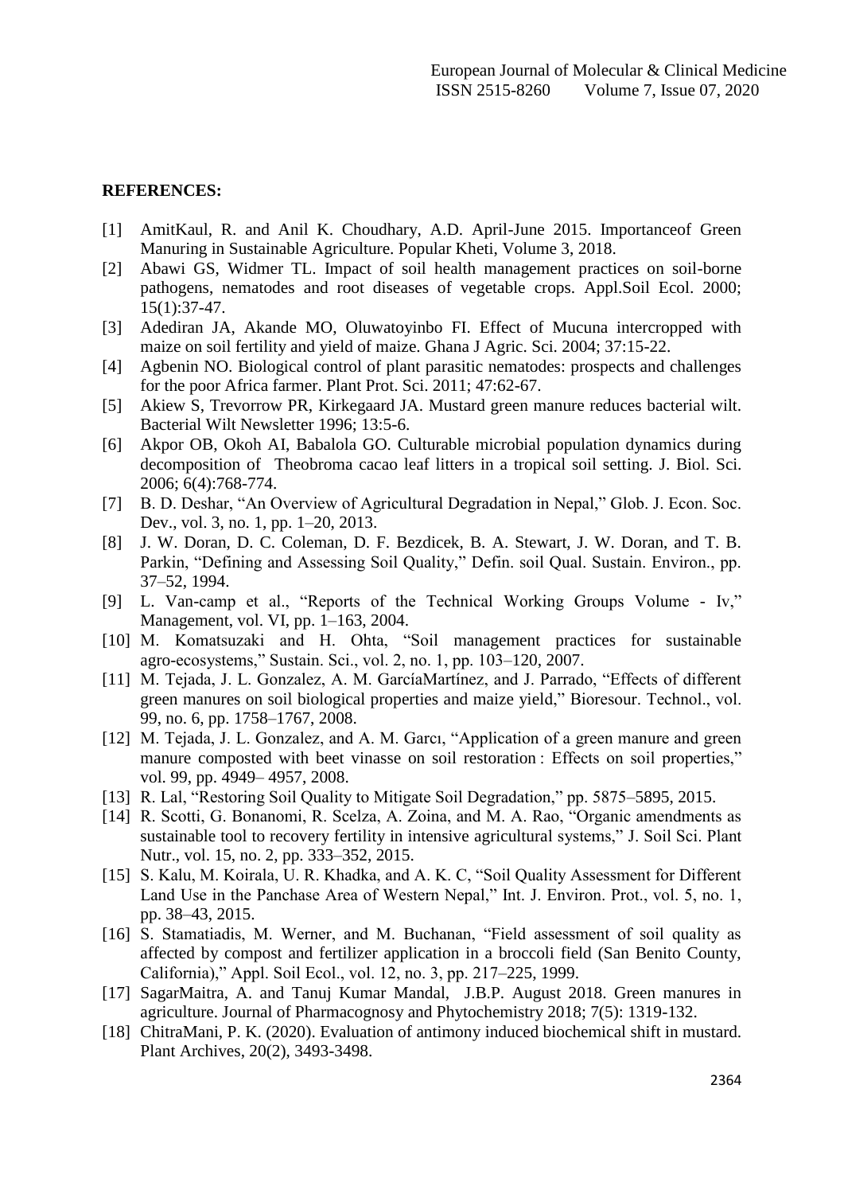**REFERENCES:**

[1] AmitKaul, R. and Anil K. Choudhary, A.D. April-June 2015. Importanceof Green Manuring in Sustainable Agriculture. Popular Kheti, Volume 3, 2018.

[2] Abawi GS, Widmer TL. Impact of soil health management practices on soil-borne pathogens, nematodes and root diseases of vegetable crops. Appl.Soil Ecol. 2000; 15(1):37-47.

[3] Adediran JA, Akande MO, Oluwatoyinbo FI. Effect of Mucuna intercropped with maize on soil fertility and yield of maize. Ghana J Agric. Sci. 2004; 37:15-22.

[4] Agbenin NO. Biological control of plant parasitic nematodes: prospects and challenges for the poor Africa farmer. Plant Prot. Sci. 2011; 47:62-67.

[5] Akiew S, Trevorrow PR, Kirkegaard JA. Mustard green manure reduces bacterial wilt. Bacterial Wilt Newsletter 1996; 13:5-6.

[6] Akpor OB, Okoh AI, Babalola GO. Culturable microbial population dynamics during decomposition of Theobroma cacao leaf litters in a tropical soil setting. J. Biol. Sci. 2006; 6(4):768-774.

[7] B. D. Deshar, "An Overview of Agricultural Degradation in Nepal," Glob. J. Econ. Soc. Dev., vol. 3, no. 1, pp. 1–20, 2013.

[8] J. W. Doran, D. C. Coleman, D. F. Bezdicek, B. A. Stewart, J. W. Doran, and T. B. Parkin, "Defining and Assessing Soil Quality," Defin. soil Qual. Sustain. Environ., pp. 37–52, 1994.

[9] L. Van-camp et al., "Reports of the Technical Working Groups Volume - Iv," Management, vol. VI, pp. 1–163, 2004.

[10] M. Komatsuzaki and H. Ohta, "Soil management practices for sustainable agro-ecosystems," Sustain. Sci., vol. 2, no. 1, pp. 103–120, 2007.

[11] M. Tejada, J. L. Gonzalez, A. M. GarcíaMartínez, and J. Parrado, "Effects of different green manures on soil biological properties and maize yield," Bioresour. Technol., vol. 99, no. 6, pp. 1758–1767, 2008.

[12] M. Tejada, J. L. Gonzalez, and A. M. Garcı, "Application of a green manure and green manure composted with beet vinasse on soil restoration : Effects on soil properties," vol. 99, pp. 4949– 4957, 2008.

[13] R. Lal, "Restoring Soil Quality to Mitigate Soil Degradation," pp. 5875–5895, 2015.

[14] R. Scotti, G. Bonanomi, R. Scelza, A. Zoina, and M. A. Rao, "Organic amendments as sustainable tool to recovery fertility in intensive agricultural systems," J. Soil Sci. Plant Nutr., vol. 15, no. 2, pp. 333–352, 2015.

[15] S. Kalu, M. Koirala, U. R. Khadka, and A. K. C, "Soil Quality Assessment for Different Land Use in the Panchase Area of Western Nepal," Int. J. Environ. Prot., vol. 5, no. 1, pp. 38–43, 2015.

[16] S. Stamatiadis, M. Werner, and M. Buchanan, "Field assessment of soil quality as affected by compost and fertilizer application in a broccoli field (San Benito County, California)," Appl. Soil Ecol., vol. 12, no. 3, pp. 217–225, 1999.

[17] SagarMaitra, A. and Tanuj Kumar Mandal, J.B.P. August 2018. Green manures in agriculture. Journal of Pharmacognosy and Phytochemistry 2018; 7(5): 1319-132.

[18] ChitraMani, P. K. (2020). Evaluation of antimony induced biochemical shift in mustard. Plant Archives, 20(2), 3493-3498.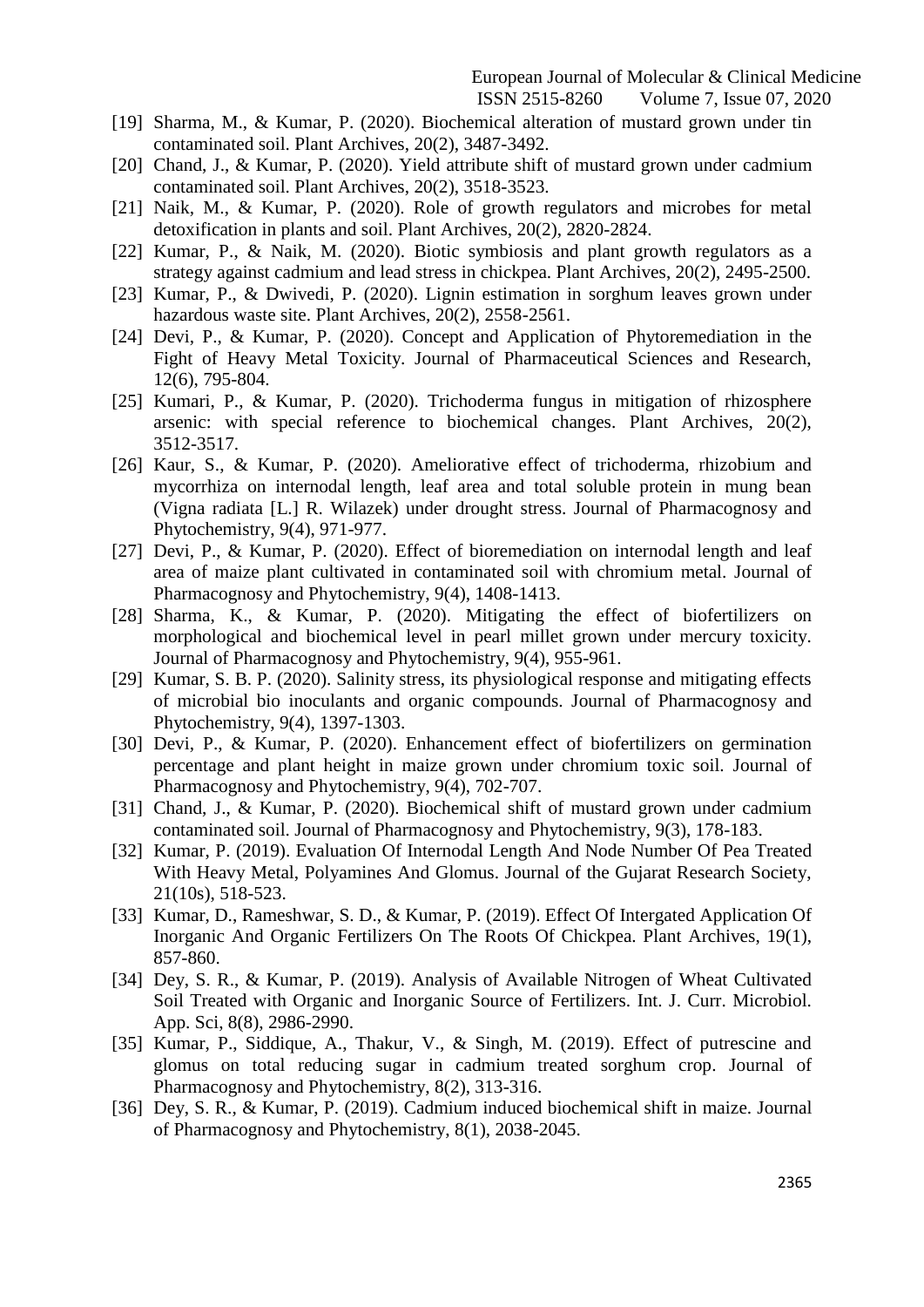[19] Sharma, M., & Kumar, P. (2020). Biochemical alteration of mustard grown under tin contaminated soil. Plant Archives, 20(2), 3487-3492.

[20] Chand, J., & Kumar, P. (2020). Yield attribute shift of mustard grown under cadmium contaminated soil. Plant Archives, 20(2), 3518-3523.

[21] Naik, M., & Kumar, P. (2020). Role of growth regulators and microbes for metal detoxification in plants and soil. Plant Archives, 20(2), 2820-2824.

[22] Kumar, P., & Naik, M. (2020). Biotic symbiosis and plant growth regulators as a strategy against cadmium and lead stress in chickpea. Plant Archives, 20(2), 2495-2500.

[23] Kumar, P., & Dwivedi, P. (2020). Lignin estimation in sorghum leaves grown under hazardous waste site. Plant Archives, 20(2), 2558-2561.

[24] Devi, P., & Kumar, P. (2020). Concept and Application of Phytoremediation in the Fight of Heavy Metal Toxicity. Journal of Pharmaceutical Sciences and Research, 12(6), 795-804.

[25] Kumari, P., & Kumar, P. (2020). Trichoderma fungus in mitigation of rhizosphere arsenic: with special reference to biochemical changes. Plant Archives, 20(2), 3512-3517.

[26] Kaur, S., & Kumar, P. (2020). Ameliorative effect of trichoderma, rhizobium and mycorrhiza on internodal length, leaf area and total soluble protein in mung bean (Vigna radiata [L.] R. Wilazek) under drought stress. Journal of Pharmacognosy and Phytochemistry, 9(4), 971-977.

[27] Devi, P., & Kumar, P. (2020). Effect of bioremediation on internodal length and leaf area of maize plant cultivated in contaminated soil with chromium metal. Journal of Pharmacognosy and Phytochemistry, 9(4), 1408-1413.

[28] Sharma, K., & Kumar, P. (2020). Mitigating the effect of biofertilizers on morphological and biochemical level in pearl millet grown under mercury toxicity. Journal of Pharmacognosy and Phytochemistry, 9(4), 955-961.

[29] Kumar, S. B. P. (2020). Salinity stress, its physiological response and mitigating effects of microbial bio inoculants and organic compounds. Journal of Pharmacognosy and Phytochemistry, 9(4), 1397-1303.

[30] Devi, P., & Kumar, P. (2020). Enhancement effect of biofertilizers on germination percentage and plant height in maize grown under chromium toxic soil. Journal of Pharmacognosy and Phytochemistry, 9(4), 702-707.

[31] Chand, J., & Kumar, P. (2020). Biochemical shift of mustard grown under cadmium contaminated soil. Journal of Pharmacognosy and Phytochemistry, 9(3), 178-183.

[32] Kumar, P. (2019). Evaluation Of Internodal Length And Node Number Of Pea Treated With Heavy Metal, Polyamines And Glomus. Journal of the Gujarat Research Society, 21(10s), 518-523.

[33] Kumar, D., Rameshwar, S. D., & Kumar, P. (2019). Effect Of Intergated Application Of Inorganic And Organic Fertilizers On The Roots Of Chickpea. Plant Archives, 19(1), 857-860.

[34] Dey, S. R., & Kumar, P. (2019). Analysis of Available Nitrogen of Wheat Cultivated Soil Treated with Organic and Inorganic Source of Fertilizers. Int. J. Curr. Microbiol. App. Sci, 8(8), 2986-2990.

[35] Kumar, P., Siddique, A., Thakur, V., & Singh, M. (2019). Effect of putrescine and glomus on total reducing sugar in cadmium treated sorghum crop. Journal of Pharmacognosy and Phytochemistry, 8(2), 313-316.

[36] Dey, S. R., & Kumar, P. (2019). Cadmium induced biochemical shift in maize. Journal of Pharmacognosy and Phytochemistry, 8(1), 2038-2045.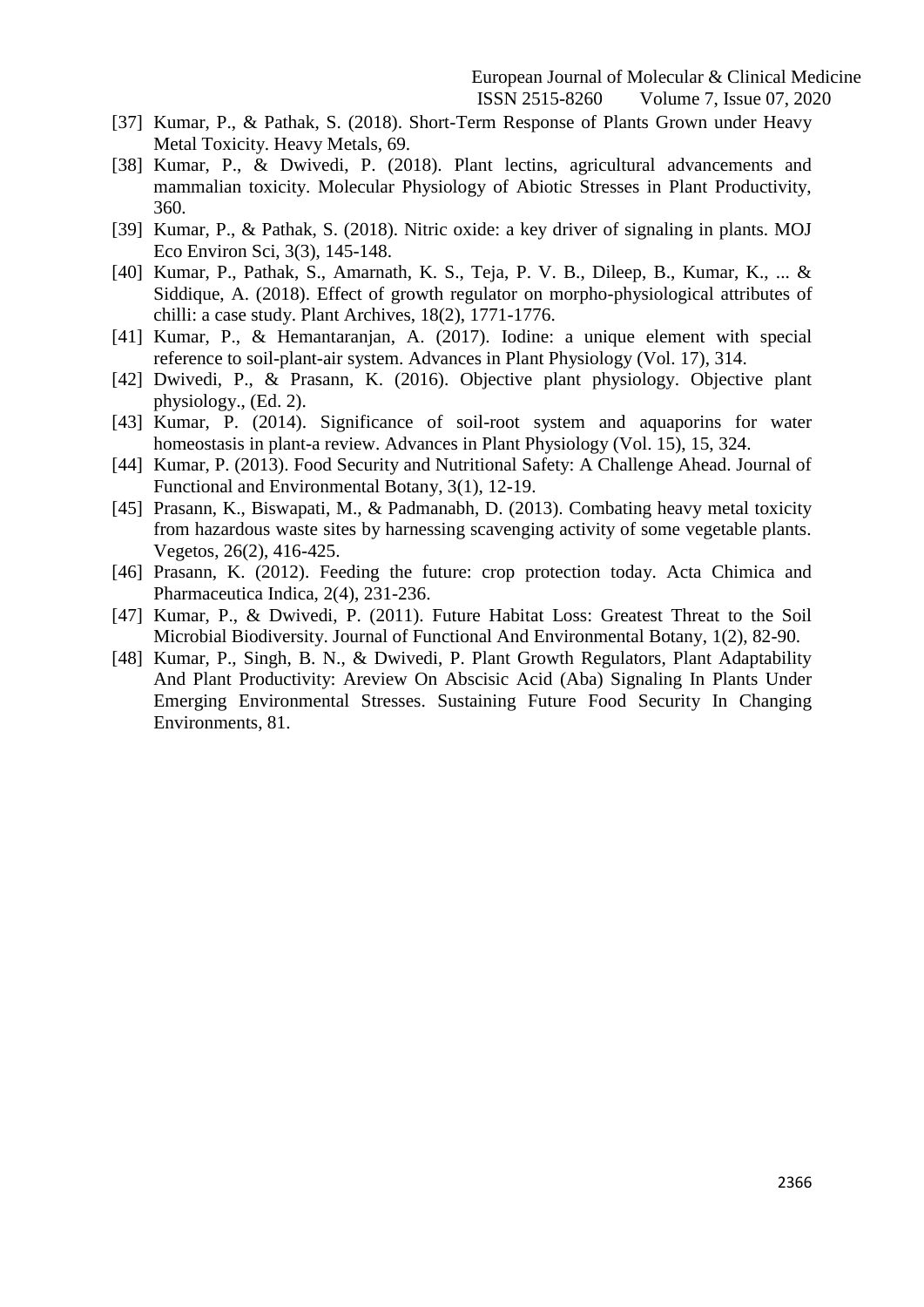[37] Kumar, P., & Pathak, S. (2018). Short-Term Response of Plants Grown under Heavy Metal Toxicity. Heavy Metals, 69.

[38] Kumar, P., & Dwivedi, P. (2018). Plant lectins, agricultural advancements and mammalian toxicity. Molecular Physiology of Abiotic Stresses in Plant Productivity, 360.

[39] Kumar, P., & Pathak, S. (2018). Nitric oxide: a key driver of signaling in plants. MOJ Eco Environ Sci, 3(3), 145-148.

[40] Kumar, P., Pathak, S., Amarnath, K. S., Teja, P. V. B., Dileep, B., Kumar, K., ... & Siddique, A. (2018). Effect of growth regulator on morpho-physiological attributes of chilli: a case study. Plant Archives, 18(2), 1771-1776.

[41] Kumar, P., & Hemantaranjan, A. (2017). Iodine: a unique element with special reference to soil-plant-air system. Advances in Plant Physiology (Vol. 17), 314.

[42] Dwivedi, P., & Prasann, K. (2016). Objective plant physiology. Objective plant physiology., (Ed. 2).

[43] Kumar, P. (2014). Significance of soil-root system and aquaporins for water homeostasis in plant-a review. Advances in Plant Physiology (Vol. 15), 15, 324.

[44] Kumar, P. (2013). Food Security and Nutritional Safety: A Challenge Ahead. Journal of Functional and Environmental Botany, 3(1), 12-19.

[45] Prasann, K., Biswapati, M., & Padmanabh, D. (2013). Combating heavy metal toxicity from hazardous waste sites by harnessing scavenging activity of some vegetable plants. Vegetos, 26(2), 416-425.

[46] Prasann, K. (2012). Feeding the future: crop protection today. Acta Chimica and Pharmaceutica Indica, 2(4), 231-236.

[47] Kumar, P., & Dwivedi, P. (2011). Future Habitat Loss: Greatest Threat to the Soil Microbial Biodiversity. Journal of Functional And Environmental Botany, 1(2), 82-90.

[48] Kumar, P., Singh, B. N., & Dwivedi, P. Plant Growth Regulators, Plant Adaptability And Plant Productivity: Areview On Abscisic Acid (Aba) Signaling In Plants Under Emerging Environmental Stresses. Sustaining Future Food Security In Changing Environments, 81.